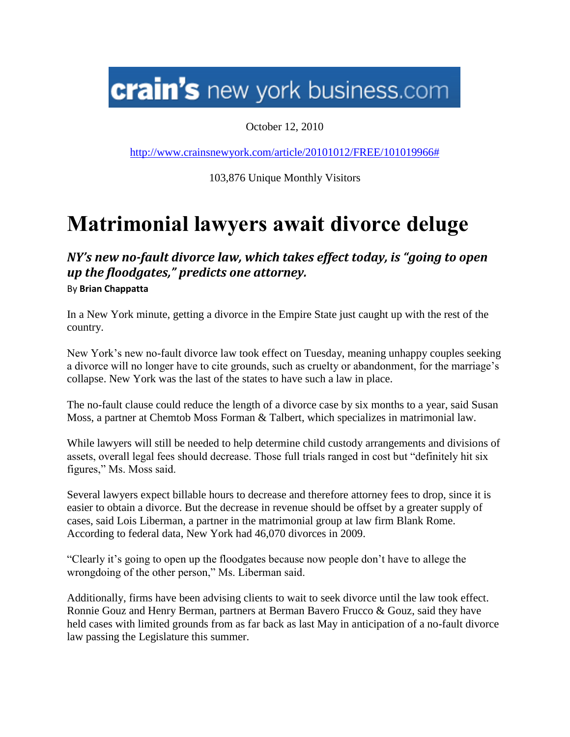crain's new york business.com

October 12, 2010

http://www.crainsnewyork.com/article/20101012/FREE/101019966#

103,876 Unique Monthly Visitors

# Matrimonial lawyers await divorce deluge

## *NY's new no-fault divorce law, which takes effect today, is "going to open up the floodgates," predicts one attorney.*

By **Brian Chappatta**

In a New York minute, getting a divorce in the Empire State just caught up with the rest of the country.

New York's new no-fault divorce law took effect on Tuesday, meaning unhappy couples seeking a divorce will no longer have to cite grounds, such as cruelty or abandonment, for the marriage's collapse. New York was the last of the states to have such a law in place.

The no-fault clause could reduce the length of a divorce case by six months to a year, said Susan Moss, a partner at Chemtob Moss Forman & Talbert, which specializes in matrimonial law.

While lawyers will still be needed to help determine child custody arrangements and divisions of assets, overall legal fees should decrease. Those full trials ranged in cost but "definitely hit six figures," Ms. Moss said.

Several lawyers expect billable hours to decrease and therefore attorney fees to drop, since it is easier to obtain a divorce. But the decrease in revenue should be offset by a greater supply of cases, said Lois Liberman, a partner in the matrimonial group at law firm Blank Rome. According to federal data, New York had 46,070 divorces in 2009.

"Clearly it's going to open up the floodgates because now people don't have to allege the wrongdoing of the other person," Ms. Liberman said.

Additionally, firms have been advising clients to wait to seek divorce until the law took effect. Ronnie Gouz and Henry Berman, partners at Berman Bavero Frucco & Gouz, said they have held cases with limited grounds from as far back as last May in anticipation of a no-fault divorce law passing the Legislature this summer.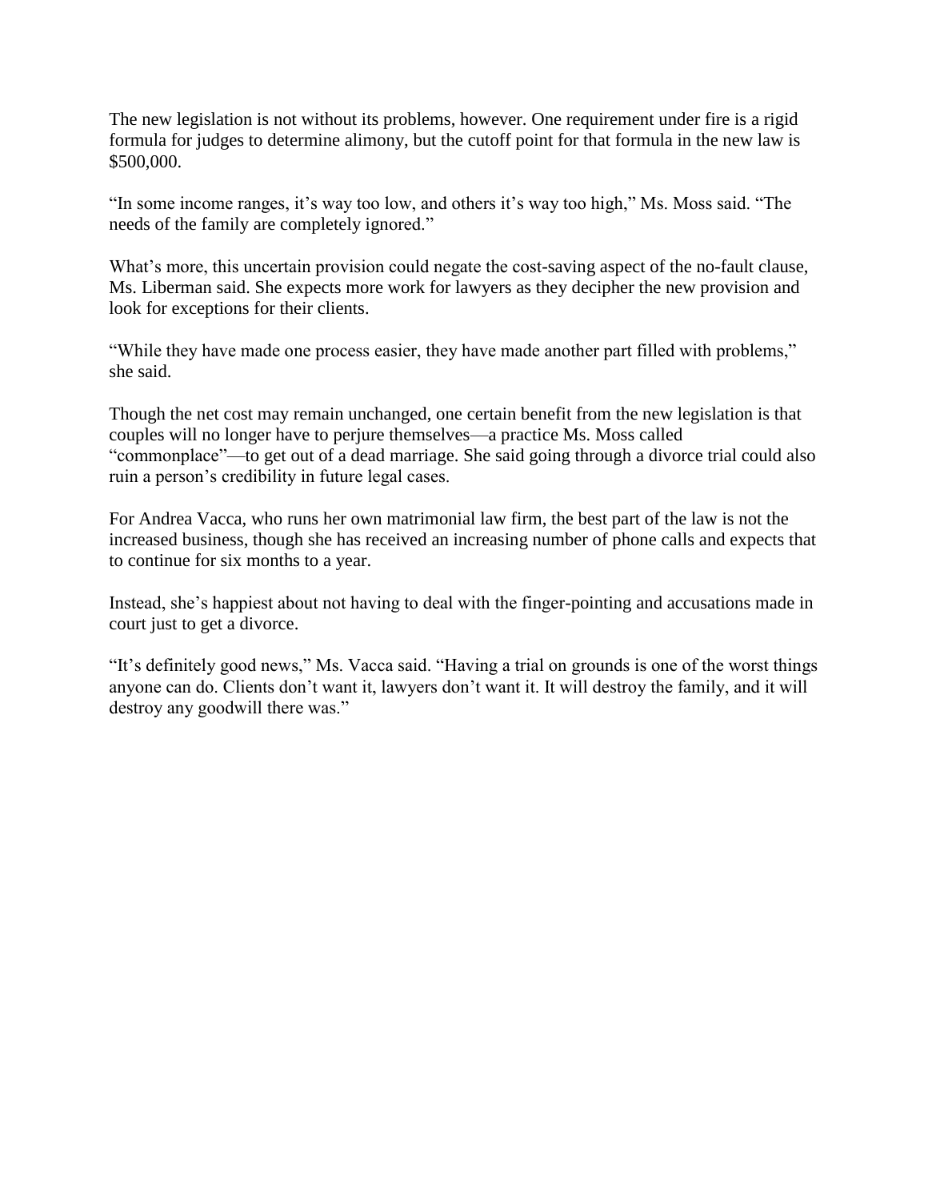The new legislation is not without its problems, however. One requirement under fire is a rigid formula for judges to determine alimony, but the cutoff point for that formula in the new law is $500,000.

"In some income ranges, it's way too low, and others it's way too high," Ms. Moss said. "The needs of the family are completely ignored."

What's more, this uncertain provision could negate the cost-saving aspect of the no-fault clause, Ms. Liberman said. She expects more work for lawyers as they decipher the new provision and look for exceptions for their clients.

"While they have made one process easier, they have made another part filled with problems," she said.

Though the net cost may remain unchanged, one certain benefit from the new legislation is that couples will no longer have to perjure themselves—a practice Ms. Moss called "commonplace"—to get out of a dead marriage. She said going through a divorce trial could also ruin a person's credibility in future legal cases.

For Andrea Vacca, who runs her own matrimonial law firm, the best part of the law is not the increased business, though she has received an increasing number of phone calls and expects that to continue for six months to a year.

Instead, she's happiest about not having to deal with the finger-pointing and accusations made in court just to get a divorce.

"It's definitely good news," Ms. Vacca said. "Having a trial on grounds is one of the worst things anyone can do. Clients don't want it, lawyers don't want it. It will destroy the family, and it will destroy any goodwill there was."